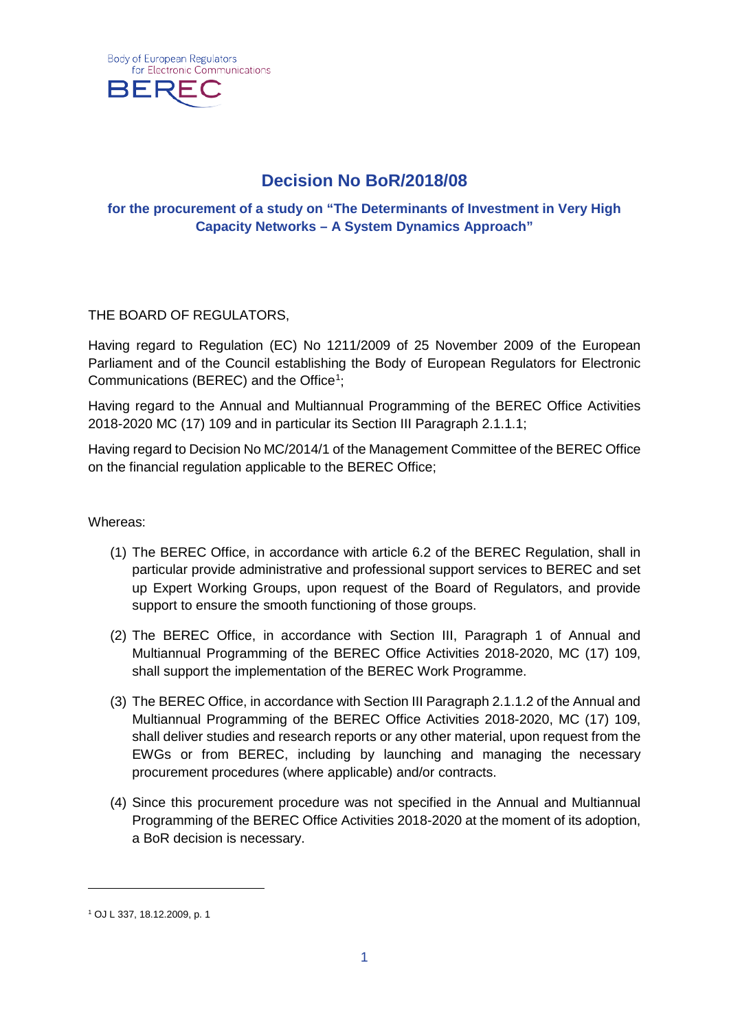Body of European Regulators for Electronic Communications

BEREC

# Decision No BoR/2018/08

## for the procurement of a study on "The Determinants of Investment in Very High Capacity Networks – A System Dynamics Approach"

THE BOARD OF REGULATORS,

Having regard to Regulation (EC) No 1211/2009 of 25 November 2009 of the European Parliament and of the Council establishing the Body of European Regulators for Electronic Communications (BEREC) and the Office[1];

Having regard to the Annual and Multiannual Programming of the BEREC Office Activities 2018-2020 MC (17) 109 and in particular its Section III Paragraph 2.1.1.1;

Having regard to Decision No MC/2014/1 of the Management Committee of the BEREC Office on the financial regulation applicable to the BEREC Office;

Whereas:

(1) The BEREC Office, in accordance with article 6.2 of the BEREC Regulation, shall in particular provide administrative and professional support services to BEREC and set up Expert Working Groups, upon request of the Board of Regulators, and provide support to ensure the smooth functioning of those groups.

(2) The BEREC Office, in accordance with Section III, Paragraph 1 of Annual and Multiannual Programming of the BEREC Office Activities 2018-2020, MC (17) 109, shall support the implementation of the BEREC Work Programme.

(3) The BEREC Office, in accordance with Section III Paragraph 2.1.1.2 of the Annual and Multiannual Programming of the BEREC Office Activities 2018-2020, MC (17) 109, shall deliver studies and research reports or any other material, upon request from the EWGs or from BEREC, including by launching and managing the necessary procurement procedures (where applicable) and/or contracts.

(4) Since this procurement procedure was not specified in the Annual and Multiannual Programming of the BEREC Office Activities 2018-2020 at the moment of its adoption, a BoR decision is necessary.

[1] OJ L 337, 18.12.2009, p. 1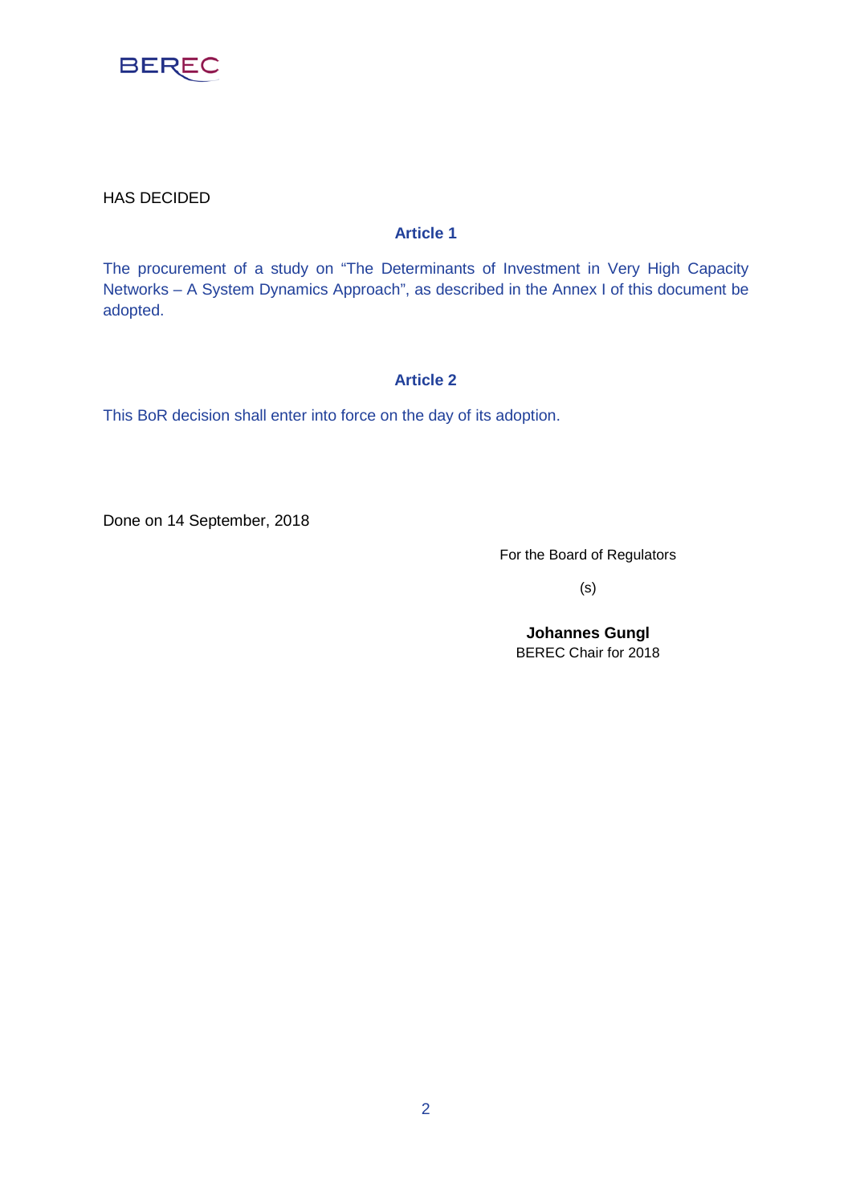HAS DECIDED

### Article 1

The procurement of a study on “The Determinants of Investment in Very High Capacity Networks – A System Dynamics Approach”, as described in the Annex I of this document be adopted.

### Article 2

This BoR decision shall enter into force on the day of its adoption.

Done on 14 September, 2018

For the Board of Regulators

(s)

**Johannes Gungl**
BEREC Chair for 2018